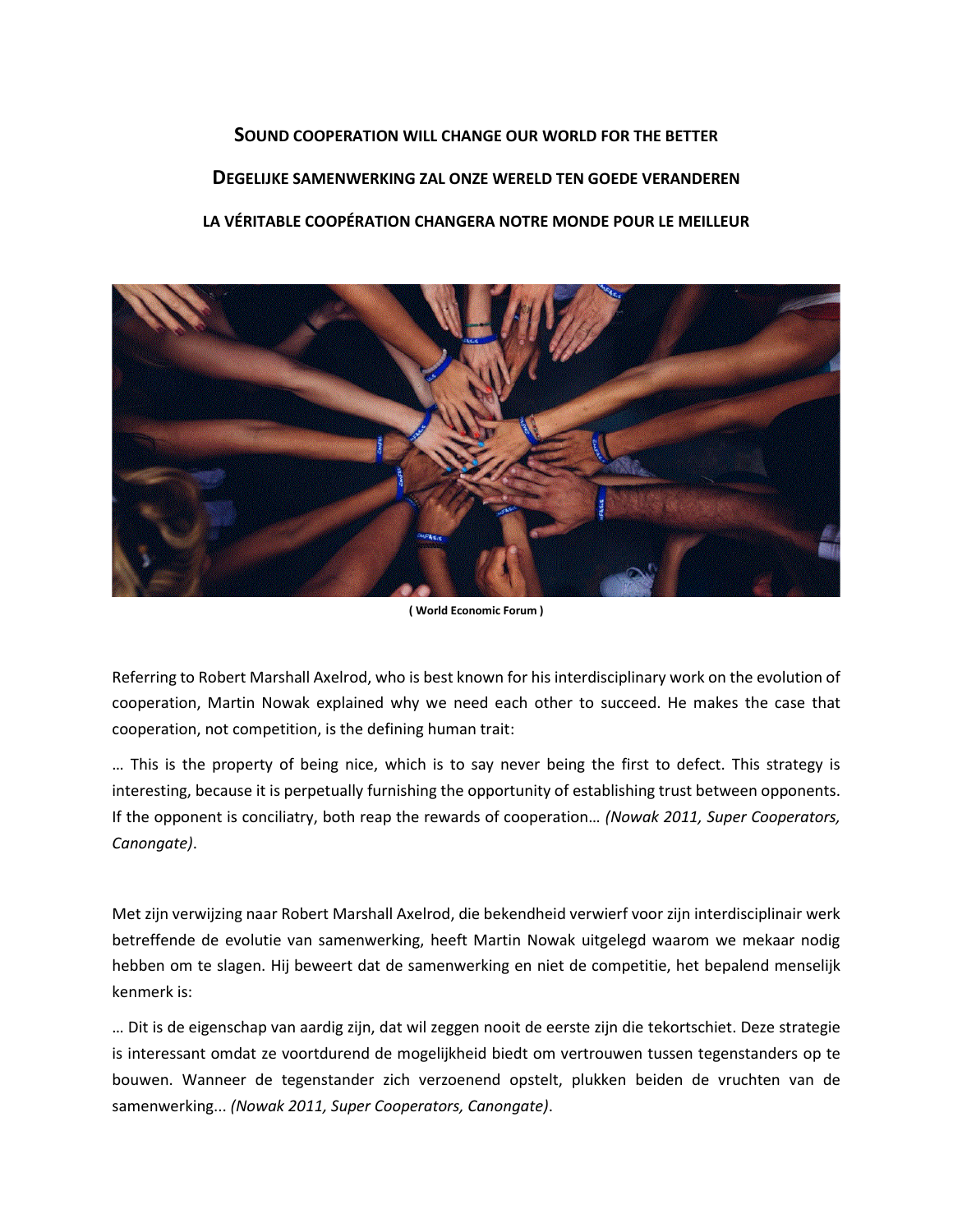**SOUND COOPERATION WILL CHANGE OUR WORLD FOR THE BETTER**

**DEGELIJKE SAMENWERKING ZAL ONZE WERELD TEN GOEDE VERANDEREN**

**LA VÉRITABLE COOPÉRATION CHANGERA NOTRE MONDE POUR LE MEILLEUR**

**( World Economic Forum )**

Referring to Robert Marshall Axelrod, who is best known for his interdisciplinary work on the evolution of cooperation, Martin Nowak explained why we need each other to succeed. He makes the case that cooperation, not competition, is the defining human trait:

… This is the property of being nice, which is to say never being the first to defect. This strategy is interesting, because it is perpetually furnishing the opportunity of establishing trust between opponents. If the opponent is conciliatry, both reap the rewards of cooperation… *(Nowak 2011, Super Cooperators, Canongate)*.

Met zijn verwijzing naar Robert Marshall Axelrod, die bekendheid verwierf voor zijn interdisciplinair werk betreffende de evolutie van samenwerking, heeft Martin Nowak uitgelegd waarom we mekaar nodig hebben om te slagen. Hij beweert dat de samenwerking en niet de competitie, het bepalend menselijk kenmerk is:

… Dit is de eigenschap van aardig zijn, dat wil zeggen nooit de eerste zijn die tekortschiet. Deze strategie is interessant omdat ze voortdurend de mogelijkheid biedt om vertrouwen tussen tegenstanders op te bouwen. Wanneer de tegenstander zich verzoenend opstelt, plukken beiden de vruchten van de samenwerking... *(Nowak 2011, Super Cooperators, Canongate)*.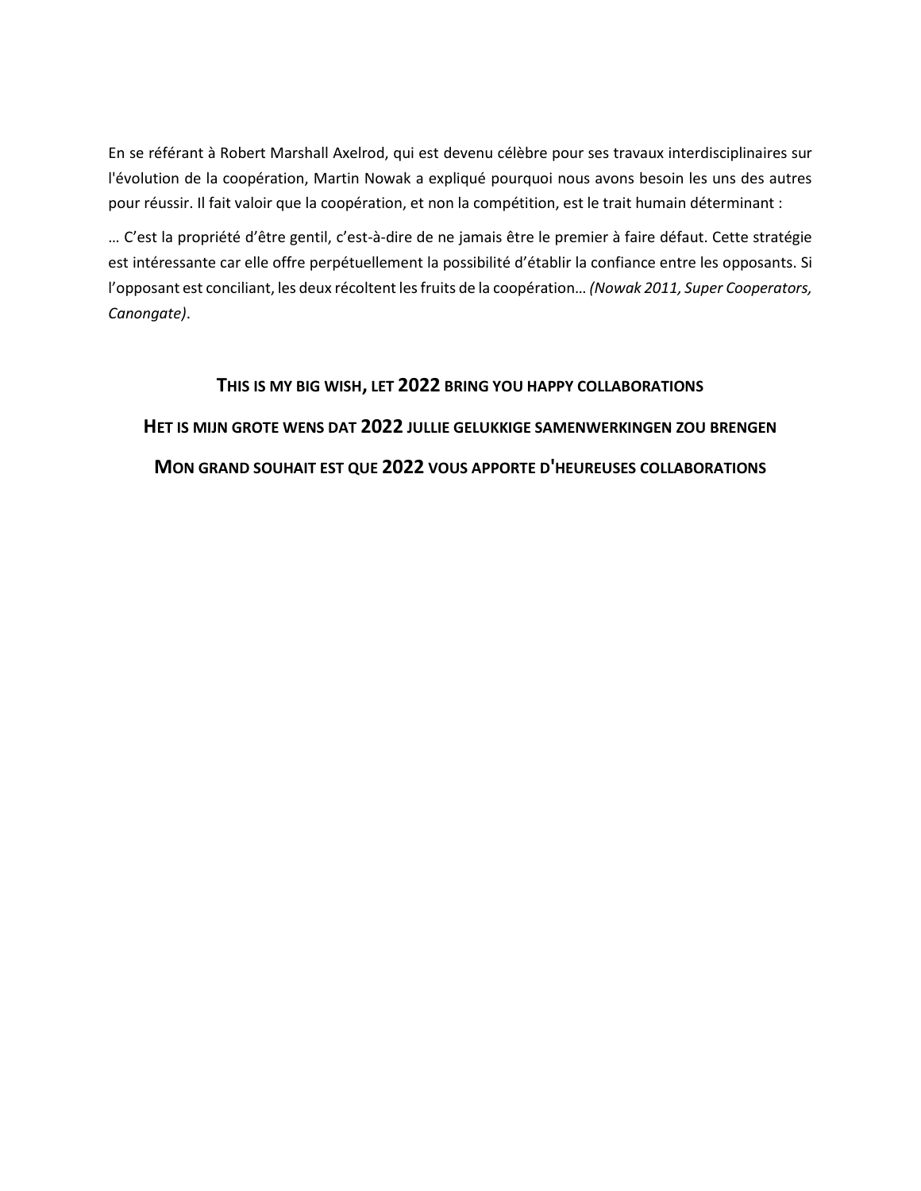En se référant à Robert Marshall Axelrod, qui est devenu célèbre pour ses travaux interdisciplinaires sur l'évolution de la coopération, Martin Nowak a expliqué pourquoi nous avons besoin les uns des autres pour réussir. Il fait valoir que la coopération, et non la compétition, est le trait humain déterminant :

… C'est la propriété d'être gentil, c'est-à-dire de ne jamais être le premier à faire défaut. Cette stratégie est intéressante car elle offre perpétuellement la possibilité d'établir la confiance entre les opposants. Si l'opposant est conciliant, les deux récoltent les fruits de la coopération… *(Nowak 2011, Super Cooperators, Canongate)*.

**THIS IS MY BIG WISH, LET 2022 BRING YOU HAPPY COLLABORATIONS**

**HET IS MIJN GROTE WENS DAT 2022 JULLIE GELUKKIGE SAMENWERKINGEN ZOU BRENGEN**

**MON GRAND SOUHAIT EST QUE 2022 VOUS APPORTE D'HEUREUSES COLLABORATIONS**